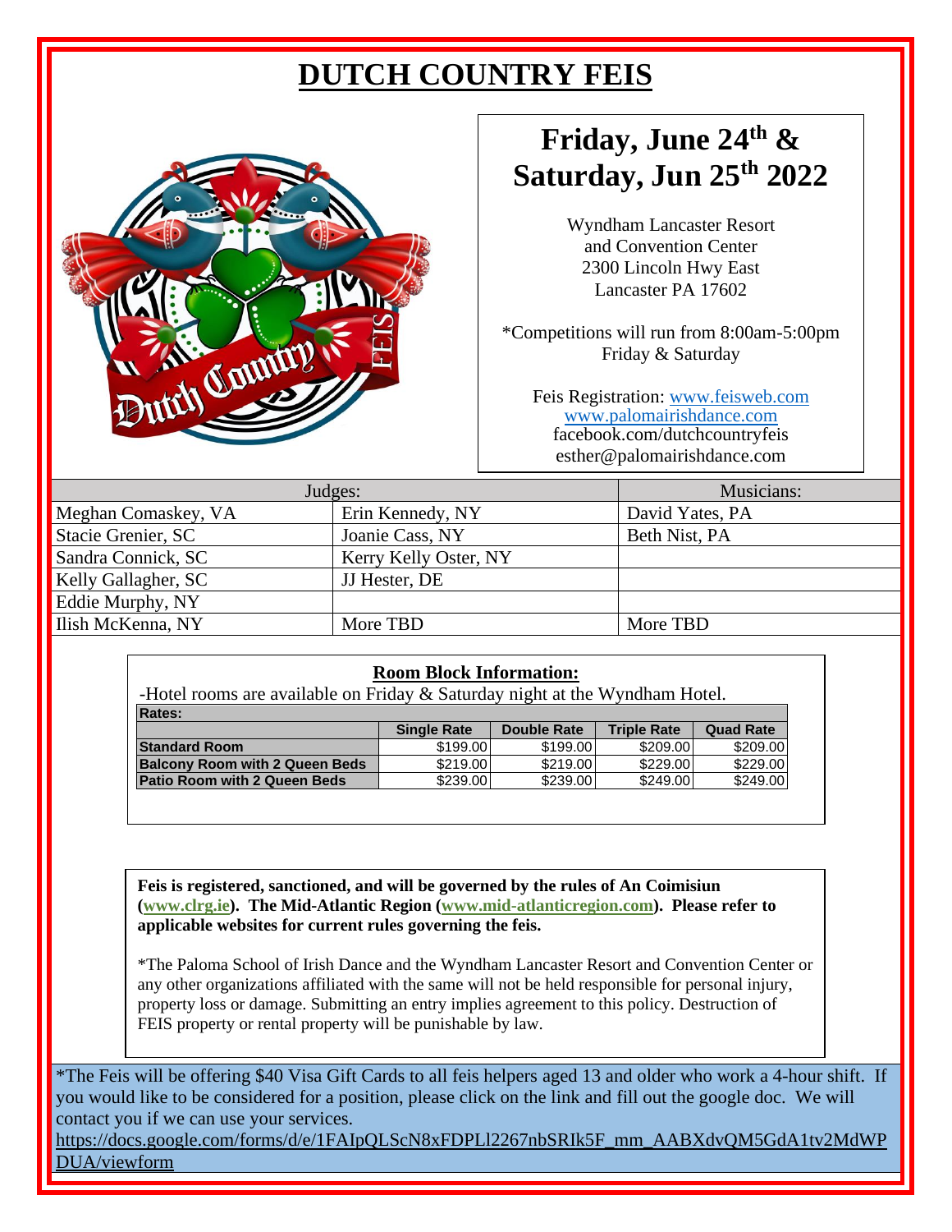# DUTCH COUNTRY FEIS

## Friday, June 24th & Saturday, Jun 25th 2022

Wyndham Lancaster Resort
and Convention Center
2300 Lincoln Hwy East
Lancaster PA 17602

*Competitions will run from 8:00am-5:00pm Friday & Saturday

Feis Registration: www.feisweb.com
www.palomairishdance.com
facebook.com/dutchcountryfeis
esther@palomairishdance.com

| Judges: | | Musicians: |
|---|---|---|
| Meghan Comaskey, VA | Erin Kennedy, NY | David Yates, PA |
| Stacie Grenier, SC | Joanie Cass, NY | Beth Nist, PA |
| Sandra Connick, SC | Kerry Kelly Oster, NY | |
| Kelly Gallagher, SC | JJ Hester, DE | |
| Eddie Murphy, NY | | |
| Ilish McKenna, NY | More TBD | More TBD |

**Room Block Information:**

-Hotel rooms are available on Friday & Saturday night at the Wyndham Hotel.

**Rates:**

| | Single Rate | Double Rate | Triple Rate | Quad Rate |
|---|---|---|---|---|
| **Standard Room** | $199.00 | $199.00 | $209.00 | $209.00 |
| **Balcony Room with 2 Queen Beds** | $219.00 | $219.00 | $229.00 | $229.00 |
| **Patio Room with 2 Queen Beds** | $239.00 | $239.00 | $249.00 | $249.00 |

**Feis is registered, sanctioned, and will be governed by the rules of An Coimisiun (www.clrg.ie). The Mid-Atlantic Region (www.mid-atlanticregion.com). Please refer to applicable websites for current rules governing the feis.**

*The Paloma School of Irish Dance and the Wyndham Lancaster Resort and Convention Center or any other organizations affiliated with the same will not be held responsible for personal injury, property loss or damage. Submitting an entry implies agreement to this policy. Destruction of FEIS property or rental property will be punishable by law.

*The Feis will be offering $40 Visa Gift Cards to all feis helpers aged 13 and older who work a 4-hour shift. If you would like to be considered for a position, please click on the link and fill out the google doc. We will contact you if we can use your services.
https://docs.google.com/forms/d/e/1FAIpQLScN8xFDPLl2267nbSRIk5F_mm_AABXdvQM5GdA1tv2MdWPDUA/viewform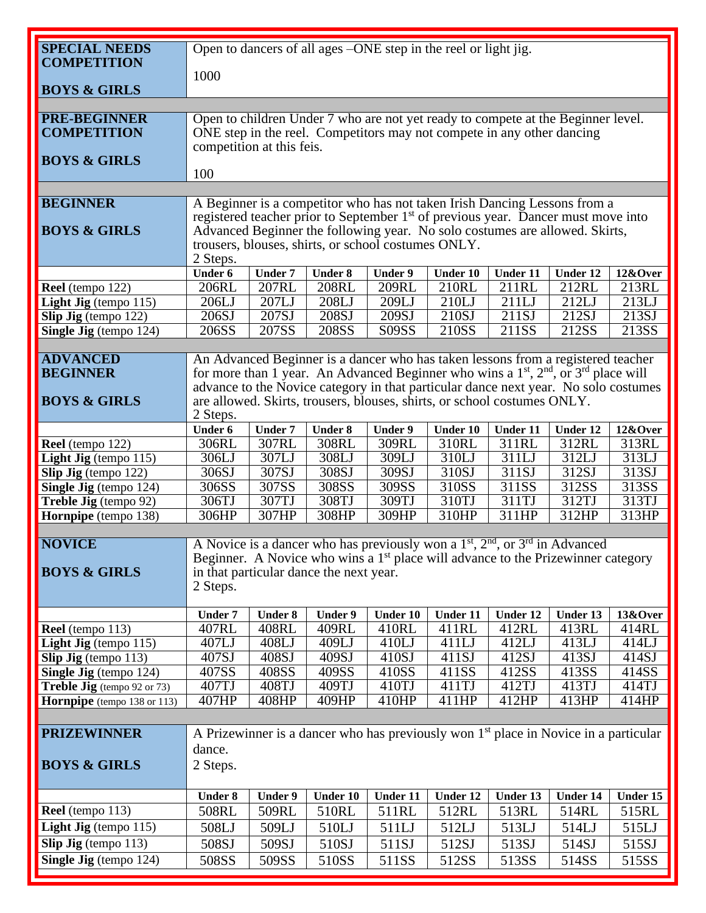| **SPECIAL NEEDS COMPETITION**<br><br>**BOYS & GIRLS** | Open to dancers of all ages –ONE step in the reel or light jig.<br><br>1000 | | | | | | | |
|---|---|---|---|---|---|---|---|---|
| **PRE-BEGINNER COMPETITION**<br><br>**BOYS & GIRLS** | Open to children Under 7 who are not yet ready to compete at the Beginner level. ONE step in the reel. Competitors may not compete in any other dancing competition at this feis.<br><br>100 | | | | | | | |

| **BEGINNER**<br><br>**BOYS & GIRLS** | A Beginner is a competitor who has not taken Irish Dancing Lessons from a registered teacher prior to September 1st of previous year. Dancer must move into Advanced Beginner the following year. No solo costumes are allowed. Skirts, trousers, blouses, shirts, or school costumes ONLY.<br>2 Steps. | | | | | | | |
|---|---|---|---|---|---|---|---|---|
| | **Under 6** | **Under 7** | **Under 8** | **Under 9** | **Under 10** | **Under 11** | **Under 12** | **12&Over** |
| **Reel** (tempo 122) | 206RL | 207RL | 208RL | 209RL | 210RL | 211RL | 212RL | 213RL |
| **Light Jig** (tempo 115) | 206LJ | 207LJ | 208LJ | 209LJ | 210LJ | 211LJ | 212LJ | 213LJ |
| **Slip Jig** (tempo 122) | 206SJ | 207SJ | 208SJ | 209SJ | 210SJ | 211SJ | 212SJ | 213SJ |
| **Single Jig** (tempo 124) | 206SS | 207SS | 208SS | S09SS | 210SS | 211SS | 212SS | 213SS |

| **ADVANCED BEGINNER**<br><br>**BOYS & GIRLS** | An Advanced Beginner is a dancer who has taken lessons from a registered teacher for more than 1 year. An Advanced Beginner who wins a 1st, 2nd, or 3rd place will advance to the Novice category in that particular dance next year. No solo costumes are allowed. Skirts, trousers, blouses, shirts, or school costumes ONLY.<br>2 Steps. | | | | | | | |
|---|---|---|---|---|---|---|---|---|
| | **Under 6** | **Under 7** | **Under 8** | **Under 9** | **Under 10** | **Under 11** | **Under 12** | **12&Over** |
| **Reel** (tempo 122) | 306RL | 307RL | 308RL | 309RL | 310RL | 311RL | 312RL | 313RL |
| **Light Jig** (tempo 115) | 306LJ | 307LJ | 308LJ | 309LJ | 310LJ | 311LJ | 312LJ | 313LJ |
| **Slip Jig** (tempo 122) | 306SJ | 307SJ | 308SJ | 309SJ | 310SJ | 311SJ | 312SJ | 313SJ |
| **Single Jig** (tempo 124) | 306SS | 307SS | 308SS | 309SS | 310SS | 311SS | 312SS | 313SS |
| **Treble Jig** (tempo 92) | 306TJ | 307TJ | 308TJ | 309TJ | 310TJ | 311TJ | 312TJ | 313TJ |
| **Hornpipe** (tempo 138) | 306HP | 307HP | 308HP | 309HP | 310HP | 311HP | 312HP | 313HP |

| **NOVICE**<br><br>**BOYS & GIRLS** | A Novice is a dancer who has previously won a 1st, 2nd, or 3rd in Advanced Beginner. A Novice who wins a 1st place will advance to the Prizewinner category in that particular dance the next year.<br>2 Steps. | | | | | | | |
|---|---|---|---|---|---|---|---|---|
| | **Under 7** | **Under 8** | **Under 9** | **Under 10** | **Under 11** | **Under 12** | **Under 13** | **13&Over** |
| **Reel** (tempo 113) | 407RL | 408RL | 409RL | 410RL | 411RL | 412RL | 413RL | 414RL |
| **Light Jig** (tempo 115) | 407LJ | 408LJ | 409LJ | 410LJ | 411LJ | 412LJ | 413LJ | 414LJ |
| **Slip Jig** (tempo 113) | 407SJ | 408SJ | 409SJ | 410SJ | 411SJ | 412SJ | 413SJ | 414SJ |
| **Single Jig** (tempo 124) | 407SS | 408SS | 409SS | 410SS | 411SS | 412SS | 413SS | 414SS |
| **Treble Jig** (tempo 92 or 73) | 407TJ | 408TJ | 409TJ | 410TJ | 411TJ | 412TJ | 413TJ | 414TJ |
| **Hornpipe** (tempo 138 or 113) | 407HP | 408HP | 409HP | 410HP | 411HP | 412HP | 413HP | 414HP |

| **PRIZEWINNER**<br><br>**BOYS & GIRLS** | A Prizewinner is a dancer who has previously won 1st place in Novice in a particular dance.<br>2 Steps. | | | | | | | |
|---|---|---|---|---|---|---|---|---|
| | **Under 8** | **Under 9** | **Under 10** | **Under 11** | **Under 12** | **Under 13** | **Under 14** | **Under 15** |
| **Reel** (tempo 113) | 508RL | 509RL | 510RL | 511RL | 512RL | 513RL | 514RL | 515RL |
| **Light Jig** (tempo 115) | 508LJ | 509LJ | 510LJ | 511LJ | 512LJ | 513LJ | 514LJ | 515LJ |
| **Slip Jig** (tempo 113) | 508SJ | 509SJ | 510SJ | 511SJ | 512SJ | 513SJ | 514SJ | 515SJ |
| **Single Jig** (tempo 124) | 508SS | 509SS | 510SS | 511SS | 512SS | 513SS | 514SS | 515SS |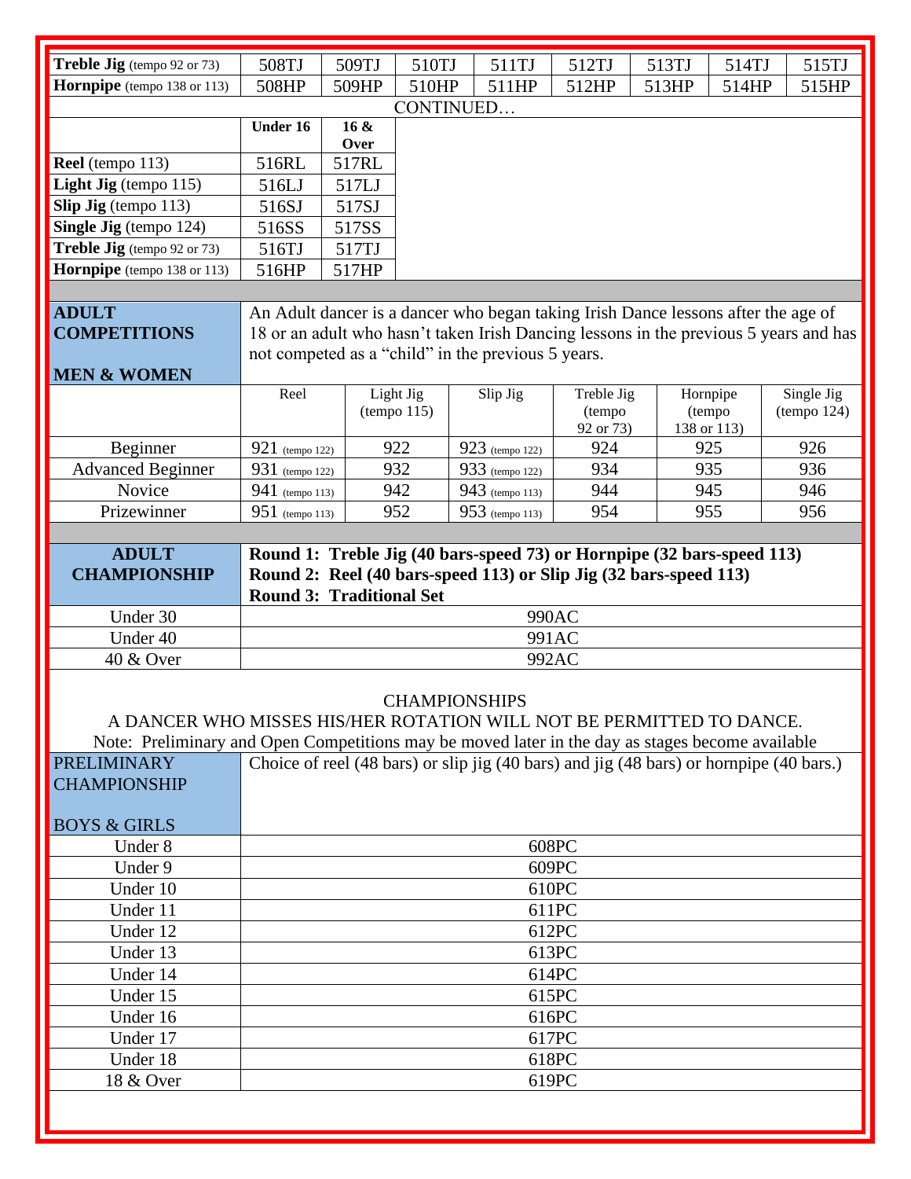| | | | | | | | | |
|---|---|---|---|---|---|---|---|---|
| **Treble Jig** (tempo 92 or 73) | 508TJ | 509TJ | 510TJ | 511TJ | 512TJ | 513TJ | 514TJ | 515TJ |
| **Hornpipe** (tempo 138 or 113) | 508HP | 509HP | 510HP | 511HP | 512HP | 513HP | 514HP | 515HP |

CONTINUED…

| | **Under 16** | **16 & Over** |
|---|---|---|
| **Reel** (tempo 113) | 516RL | 517RL |
| **Light Jig** (tempo 115) | 516LJ | 517LJ |
| **Slip Jig** (tempo 113) | 516SJ | 517SJ |
| **Single Jig** (tempo 124) | 516SS | 517SS |
| **Treble Jig** (tempo 92 or 73) | 516TJ | 517TJ |
| **Hornpipe** (tempo 138 or 113) | 516HP | 517HP |

## ADULT COMPETITIONS

## MEN & WOMEN

An Adult dancer is a dancer who began taking Irish Dance lessons after the age of 18 or an adult who hasn't taken Irish Dancing lessons in the previous 5 years and has not competed as a "child" in the previous 5 years.

| | Reel | Light Jig (tempo 115) | Slip Jig | Treble Jig (tempo 92 or 73) | Hornpipe (tempo 138 or 113) | Single Jig (tempo 124) |
|---|---|---|---|---|---|---|
| Beginner | 921 (tempo 122) | 922 | 923 (tempo 122) | 924 | 925 | 926 |
| Advanced Beginner | 931 (tempo 122) | 932 | 933 (tempo 122) | 934 | 935 | 936 |
| Novice | 941 (tempo 113) | 942 | 943 (tempo 113) | 944 | 945 | 946 |
| Prizewinner | 951 (tempo 113) | 952 | 953 (tempo 113) | 954 | 955 | 956 |

## ADULT CHAMPIONSHIP

**Round 1: Treble Jig (40 bars-speed 73) or Hornpipe (32 bars-speed 113)**
**Round 2: Reel (40 bars-speed 113) or Slip Jig (32 bars-speed 113)**
**Round 3: Traditional Set**

| | |
|---|---|
| Under 30 | 990AC |
| Under 40 | 991AC |
| 40 & Over | 992AC |

CHAMPIONSHIPS

A DANCER WHO MISSES HIS/HER ROTATION WILL NOT BE PERMITTED TO DANCE.

Note: Preliminary and Open Competitions may be moved later in the day as stages become available

## PRELIMINARY CHAMPIONSHIP

## BOYS & GIRLS

Choice of reel (48 bars) or slip jig (40 bars) and jig (48 bars) or hornpipe (40 bars.)

| | |
|---|---|
| Under 8 | 608PC |
| Under 9 | 609PC |
| Under 10 | 610PC |
| Under 11 | 611PC |
| Under 12 | 612PC |
| Under 13 | 613PC |
| Under 14 | 614PC |
| Under 15 | 615PC |
| Under 16 | 616PC |
| Under 17 | 617PC |
| Under 18 | 618PC |
| 18 & Over | 619PC |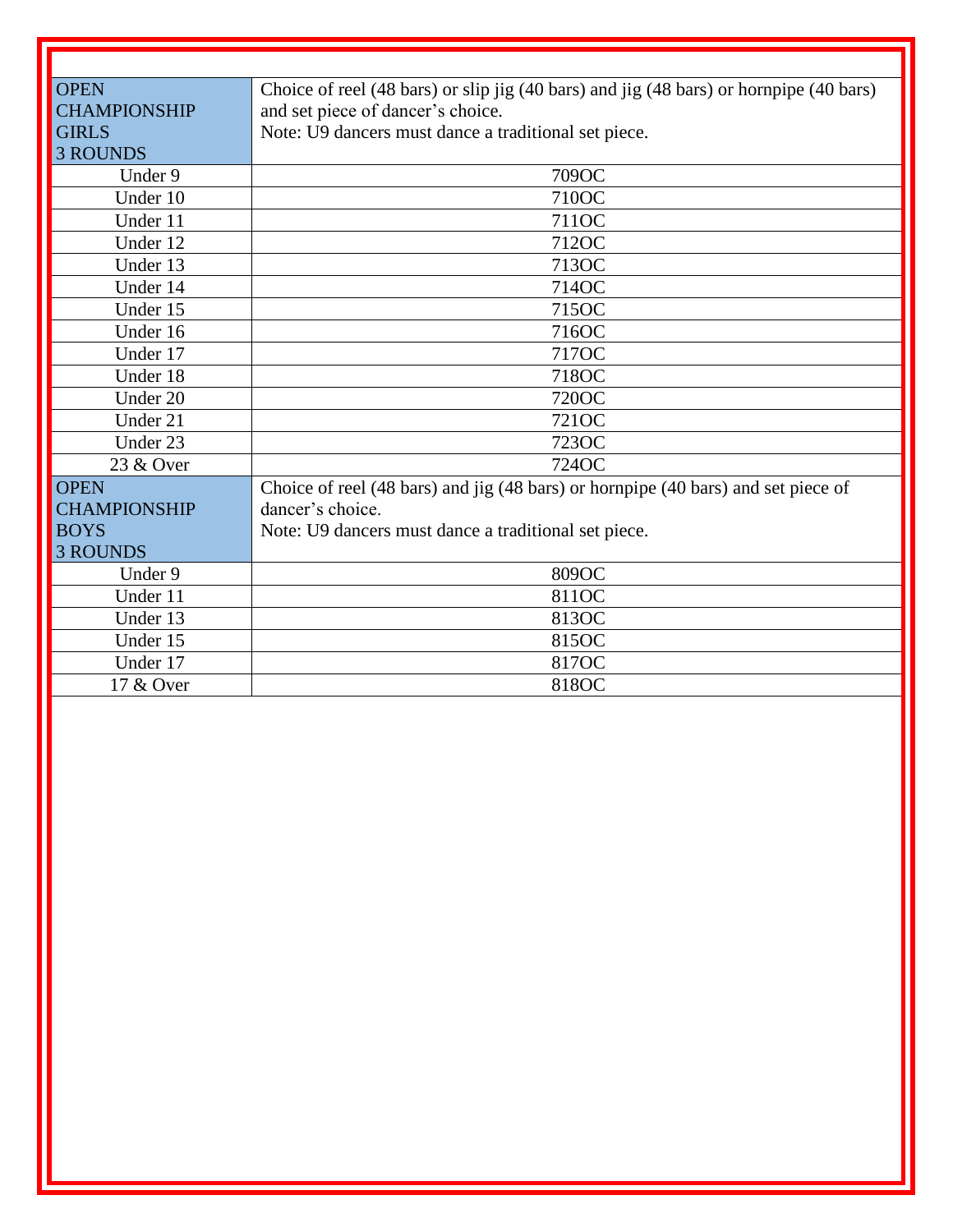| OPEN CHAMPIONSHIP GIRLS 3 ROUNDS | Choice of reel (48 bars) or slip jig (40 bars) and jig (48 bars) or hornpipe (40 bars) and set piece of dancer's choice. Note: U9 dancers must dance a traditional set piece. |
|---|---|
| Under 9 | 709OC |
| Under 10 | 710OC |
| Under 11 | 711OC |
| Under 12 | 712OC |
| Under 13 | 713OC |
| Under 14 | 714OC |
| Under 15 | 715OC |
| Under 16 | 716OC |
| Under 17 | 717OC |
| Under 18 | 718OC |
| Under 20 | 720OC |
| Under 21 | 721OC |
| Under 23 | 723OC |
| 23 & Over | 724OC |
| OPEN CHAMPIONSHIP BOYS 3 ROUNDS | Choice of reel (48 bars) and jig (48 bars) or hornpipe (40 bars) and set piece of dancer's choice. Note: U9 dancers must dance a traditional set piece. |
| Under 9 | 809OC |
| Under 11 | 811OC |
| Under 13 | 813OC |
| Under 15 | 815OC |
| Under 17 | 817OC |
| 17 & Over | 818OC |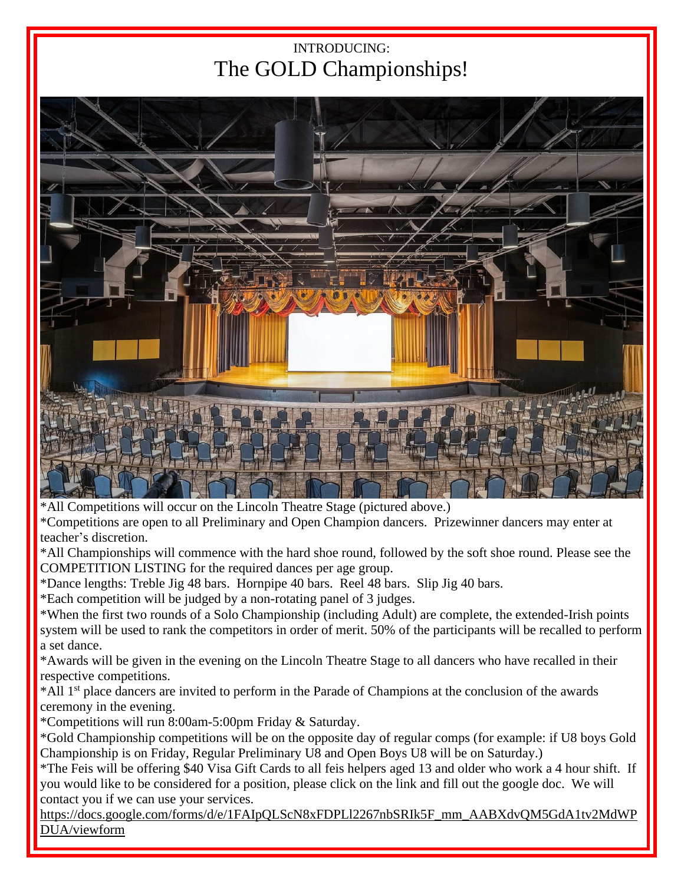INTRODUCING:

# The GOLD Championships!

*All Competitions will occur on the Lincoln Theatre Stage (pictured above.)

*Competitions are open to all Preliminary and Open Champion dancers.  Prizewinner dancers may enter at teacher's discretion.

*All Championships will commence with the hard shoe round, followed by the soft shoe round. Please see the COMPETITION LISTING for the required dances per age group.

*Dance lengths: Treble Jig 48 bars.  Hornpipe 40 bars.  Reel 48 bars.  Slip Jig 40 bars.

*Each competition will be judged by a non-rotating panel of 3 judges.

*When the first two rounds of a Solo Championship (including Adult) are complete, the extended-Irish points system will be used to rank the competitors in order of merit. 50% of the participants will be recalled to perform a set dance.

*Awards will be given in the evening on the Lincoln Theatre Stage to all dancers who have recalled in their respective competitions.

*All 1st place dancers are invited to perform in the Parade of Champions at the conclusion of the awards ceremony in the evening.

*Competitions will run 8:00am-5:00pm Friday & Saturday.

*Gold Championship competitions will be on the opposite day of regular comps (for example: if U8 boys Gold Championship is on Friday, Regular Preliminary U8 and Open Boys U8 will be on Saturday.)

*The Feis will be offering $40 Visa Gift Cards to all feis helpers aged 13 and older who work a 4 hour shift.  If you would like to be considered for a position, please click on the link and fill out the google doc.  We will contact you if we can use your services.

[https://docs.google.com/forms/d/e/1FAIpQLScN8xFDPLl2267nbSRIk5F_mm_AABXdvQM5GdA1tv2MdWPDUA/viewform](https://docs.google.com/forms/d/e/1FAIpQLScN8xFDPLl2267nbSRIk5F_mm_AABXdvQM5GdA1tv2MdWPDUA/viewform)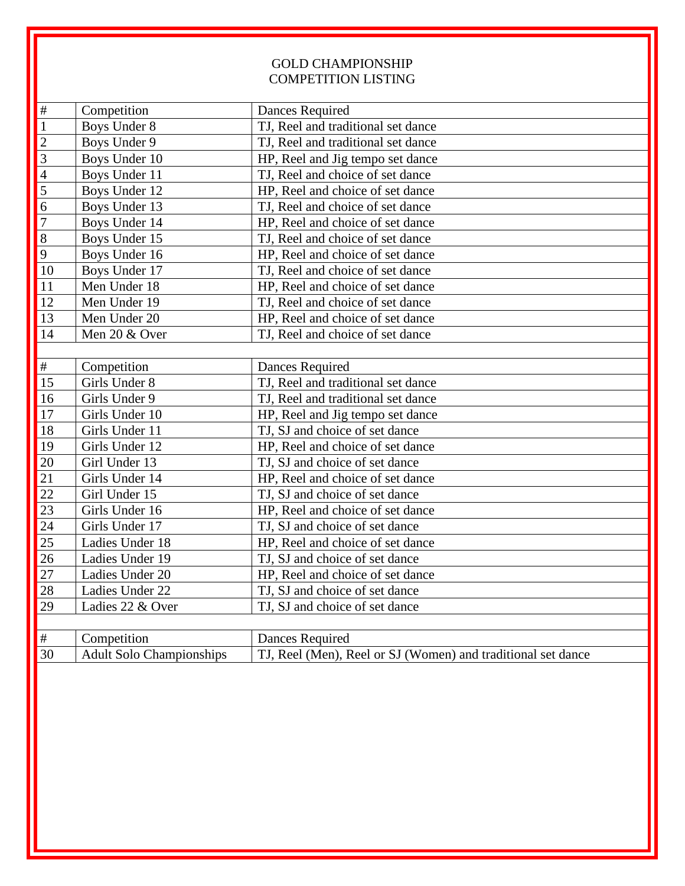# GOLD CHAMPIONSHIP
# COMPETITION LISTING

| # | Competition | Dances Required |
|---|---|---|
| 1 | Boys Under 8 | TJ, Reel and traditional set dance |
| 2 | Boys Under 9 | TJ, Reel and traditional set dance |
| 3 | Boys Under 10 | HP, Reel and Jig tempo set dance |
| 4 | Boys Under 11 | TJ, Reel and choice of set dance |
| 5 | Boys Under 12 | HP, Reel and choice of set dance |
| 6 | Boys Under 13 | TJ, Reel and choice of set dance |
| 7 | Boys Under 14 | HP, Reel and choice of set dance |
| 8 | Boys Under 15 | TJ, Reel and choice of set dance |
| 9 | Boys Under 16 | HP, Reel and choice of set dance |
| 10 | Boys Under 17 | TJ, Reel and choice of set dance |
| 11 | Men Under 18 | HP, Reel and choice of set dance |
| 12 | Men Under 19 | TJ, Reel and choice of set dance |
| 13 | Men Under 20 | HP, Reel and choice of set dance |
| 14 | Men 20 & Over | TJ, Reel and choice of set dance |

| # | Competition | Dances Required |
|---|---|---|
| 15 | Girls Under 8 | TJ, Reel and traditional set dance |
| 16 | Girls Under 9 | TJ, Reel and traditional set dance |
| 17 | Girls Under 10 | HP, Reel and Jig tempo set dance |
| 18 | Girls Under 11 | TJ, SJ and choice of set dance |
| 19 | Girls Under 12 | HP, Reel and choice of set dance |
| 20 | Girl Under 13 | TJ, SJ and choice of set dance |
| 21 | Girls Under 14 | HP, Reel and choice of set dance |
| 22 | Girl Under 15 | TJ, SJ and choice of set dance |
| 23 | Girls Under 16 | HP, Reel and choice of set dance |
| 24 | Girls Under 17 | TJ, SJ and choice of set dance |
| 25 | Ladies Under 18 | HP, Reel and choice of set dance |
| 26 | Ladies Under 19 | TJ, SJ and choice of set dance |
| 27 | Ladies Under 20 | HP, Reel and choice of set dance |
| 28 | Ladies Under 22 | TJ, SJ and choice of set dance |
| 29 | Ladies 22 & Over | TJ, SJ and choice of set dance |

| # | Competition | Dances Required |
|---|---|---|
| 30 | Adult Solo Championships | TJ, Reel (Men), Reel or SJ (Women) and traditional set dance |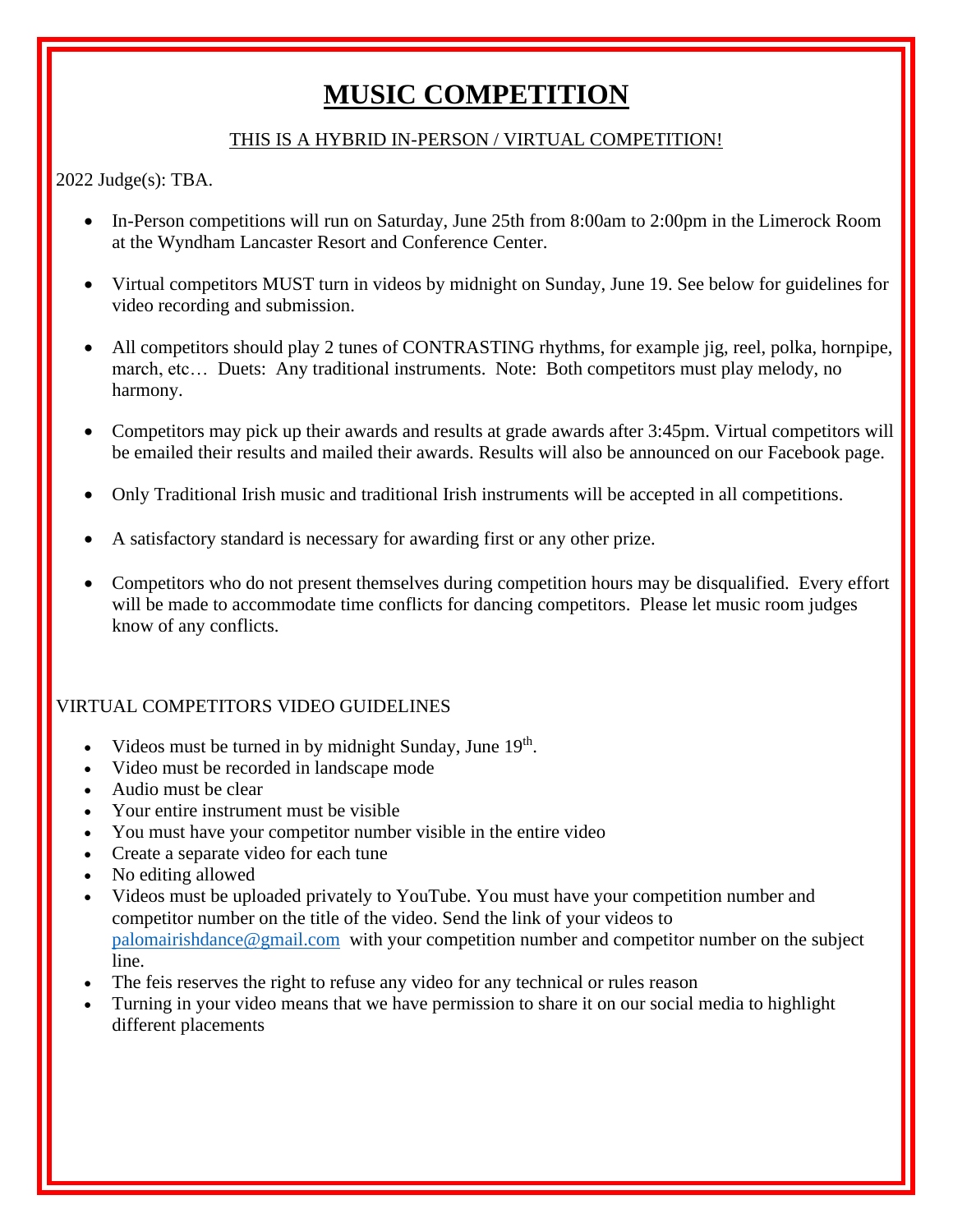# MUSIC COMPETITION

THIS IS A HYBRID IN-PERSON / VIRTUAL COMPETITION!

2022 Judge(s): TBA.

- In-Person competitions will run on Saturday, June 25th from 8:00am to 2:00pm in the Limerock Room at the Wyndham Lancaster Resort and Conference Center.
- Virtual competitors MUST turn in videos by midnight on Sunday, June 19. See below for guidelines for video recording and submission.
- All competitors should play 2 tunes of CONTRASTING rhythms, for example jig, reel, polka, hornpipe, march, etc… Duets: Any traditional instruments. Note: Both competitors must play melody, no harmony.
- Competitors may pick up their awards and results at grade awards after 3:45pm. Virtual competitors will be emailed their results and mailed their awards. Results will also be announced on our Facebook page.
- Only Traditional Irish music and traditional Irish instruments will be accepted in all competitions.
- A satisfactory standard is necessary for awarding first or any other prize.
- Competitors who do not present themselves during competition hours may be disqualified. Every effort will be made to accommodate time conflicts for dancing competitors. Please let music room judges know of any conflicts.

VIRTUAL COMPETITORS VIDEO GUIDELINES

- Videos must be turned in by midnight Sunday, June 19th.
- Video must be recorded in landscape mode
- Audio must be clear
- Your entire instrument must be visible
- You must have your competitor number visible in the entire video
- Create a separate video for each tune
- No editing allowed
- Videos must be uploaded privately to YouTube. You must have your competition number and competitor number on the title of the video. Send the link of your videos to palomairishdance@gmail.com with your competition number and competitor number on the subject line.
- The feis reserves the right to refuse any video for any technical or rules reason
- Turning in your video means that we have permission to share it on our social media to highlight different placements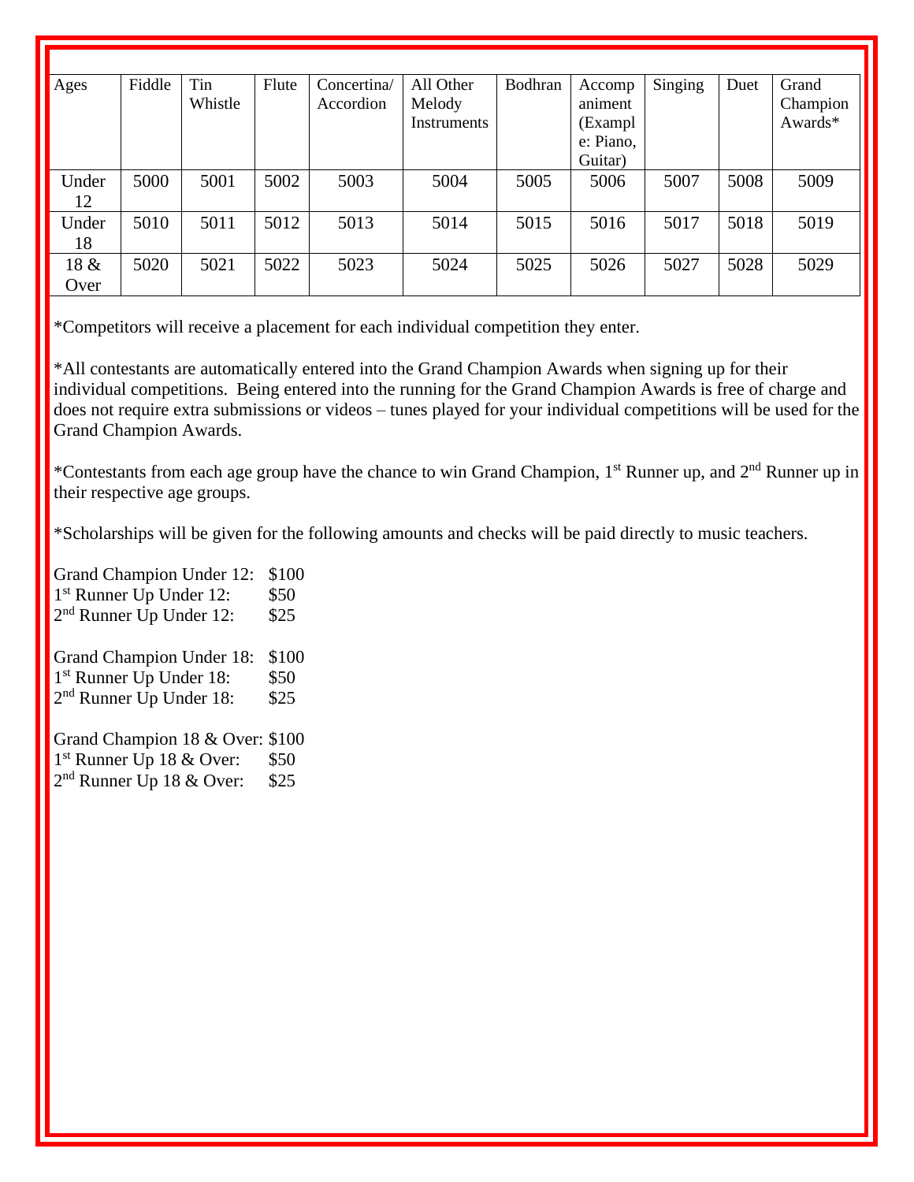| Ages | Fiddle | Tin Whistle | Flute | Concertina/ Accordion | All Other Melody Instruments | Bodhran | Accompaniment (Example: Piano, Guitar) | Singing | Duet | Grand Champion Awards* |
|---|---|---|---|---|---|---|---|---|---|---|
| Under 12 | 5000 | 5001 | 5002 | 5003 | 5004 | 5005 | 5006 | 5007 | 5008 | 5009 |
| Under 18 | 5010 | 5011 | 5012 | 5013 | 5014 | 5015 | 5016 | 5017 | 5018 | 5019 |
| 18 & Over | 5020 | 5021 | 5022 | 5023 | 5024 | 5025 | 5026 | 5027 | 5028 | 5029 |

*Competitors will receive a placement for each individual competition they enter.

*All contestants are automatically entered into the Grand Champion Awards when signing up for their individual competitions. Being entered into the running for the Grand Champion Awards is free of charge and does not require extra submissions or videos – tunes played for your individual competitions will be used for the Grand Champion Awards.

*Contestants from each age group have the chance to win Grand Champion, 1st Runner up, and 2nd Runner up in their respective age groups.

*Scholarships will be given for the following amounts and checks will be paid directly to music teachers.

Grand Champion Under 12: $100
1st Runner Up Under 12: $50
2nd Runner Up Under 12: $25

Grand Champion Under 18: $100
1st Runner Up Under 18: $50
2nd Runner Up Under 18: $25

Grand Champion 18 & Over: $100
1st Runner Up 18 & Over: $50
2nd Runner Up 18 & Over: $25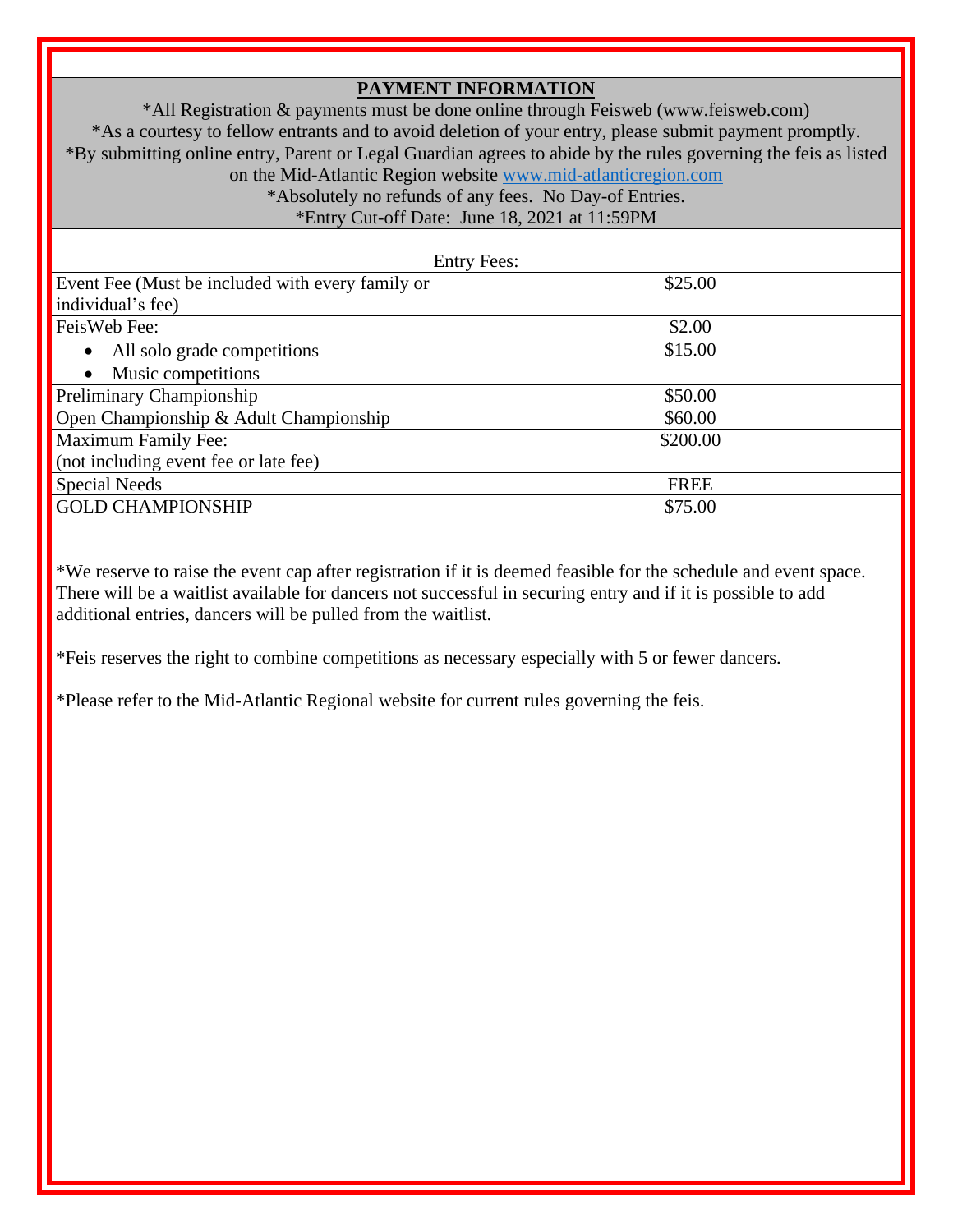**PAYMENT INFORMATION**

*All Registration & payments must be done online through Feisweb (www.feisweb.com)

*As a courtesy to fellow entrants and to avoid deletion of your entry, please submit payment promptly.

*By submitting online entry, Parent or Legal Guardian agrees to abide by the rules governing the feis as listed on the Mid-Atlantic Region website [www.mid-atlanticregion.com](http://www.mid-atlanticregion.com)

*Absolutely no refunds of any fees. No Day-of Entries.

*Entry Cut-off Date: June 18, 2021 at 11:59PM

Entry Fees:

| | |
|---|---|
| Event Fee (Must be included with every family or individual's fee) | $25.00 |
| FeisWeb Fee: | $2.00 |
| • All solo grade competitions<br>• Music competitions | $15.00 |
| Preliminary Championship | $50.00 |
| Open Championship & Adult Championship | $60.00 |
| Maximum Family Fee:<br>(not including event fee or late fee) | $200.00 |
| Special Needs | FREE |
| GOLD CHAMPIONSHIP | $75.00 |

*We reserve to raise the event cap after registration if it is deemed feasible for the schedule and event space. There will be a waitlist available for dancers not successful in securing entry and if it is possible to add additional entries, dancers will be pulled from the waitlist.

*Feis reserves the right to combine competitions as necessary especially with 5 or fewer dancers.

*Please refer to the Mid-Atlantic Regional website for current rules governing the feis.